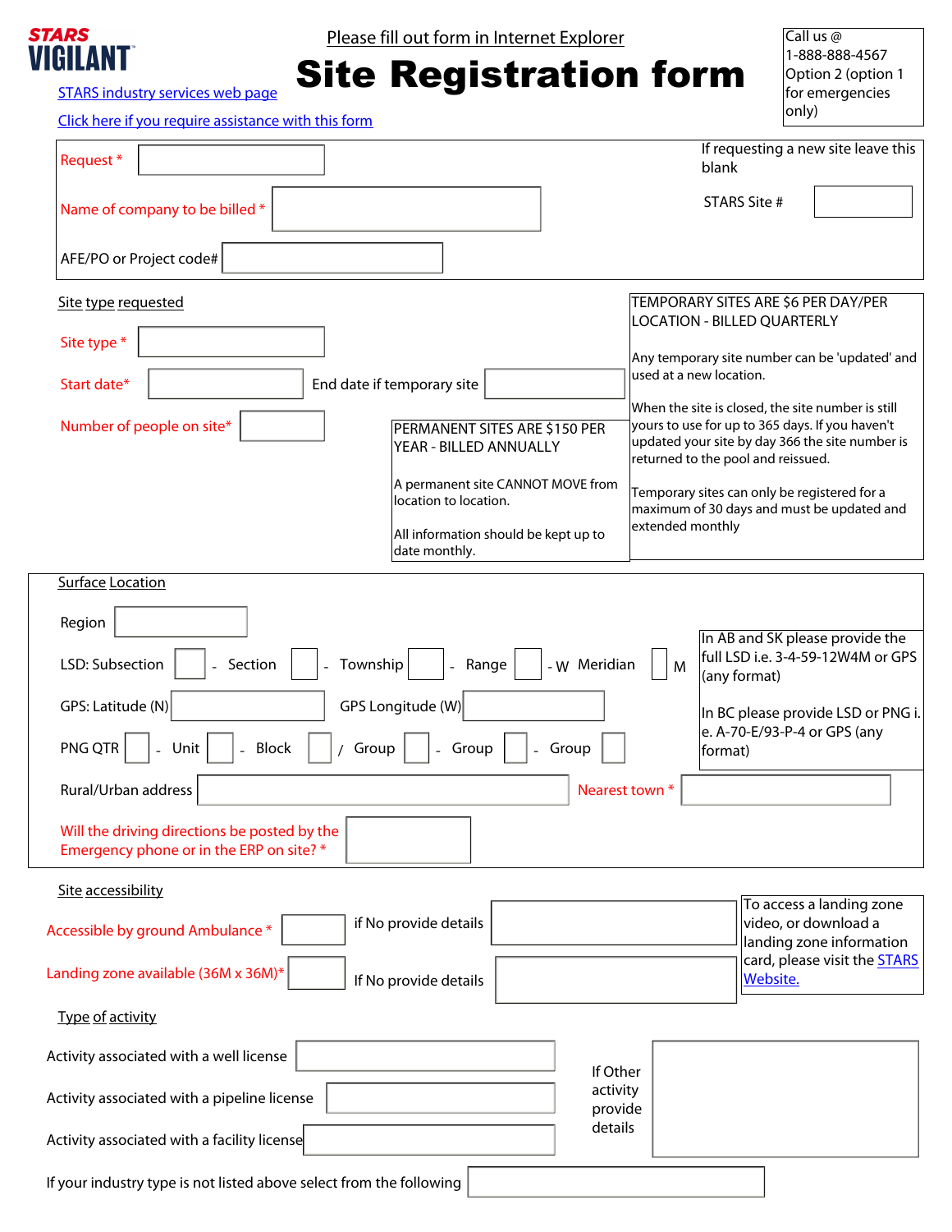STARS VIGILANT

[STARS industry services web page](#)

[Click here if you require assistance with this form](#)

Please fill out form in Internet Explorer

# Site Registration form

Call us @ 1-888-888-4567 Option 2 (option 1 for emergencies only)

Request *

Name of company to be billed *

AFE/PO or Project code#

If requesting a new site leave this blank

STARS Site #

## Site type requested

Site type *

Start date*

End date if temporary site

Number of people on site*

PERMANENT SITES ARE $150 PER YEAR - BILLED ANNUALLY

A permanent site CANNOT MOVE from location to location.

All information should be kept up to date monthly.

TEMPORARY SITES ARE $6 PER DAY/PER LOCATION - BILLED QUARTERLY

Any temporary site number can be 'updated' and used at a new location.

When the site is closed, the site number is still yours to use for up to 365 days. If you haven't updated your site by day 366 the site number is returned to the pool and reissued.

Temporary sites can only be registered for a maximum of 30 days and must be updated and extended monthly

## Surface Location

Region

LSD: Subsection - Section - Township - Range - W Meridian M

GPS: Latitude (N)

GPS Longitude (W)

PNG QTR - Unit - Block / Group - Group - Group

In AB and SK please provide the full LSD i.e. 3-4-59-12W4M or GPS (any format)

In BC please provide LSD or PNG i.e. A-70-E/93-P-4 or GPS (any format)

Rural/Urban address

Nearest town *

Will the driving directions be posted by the Emergency phone or in the ERP on site? *

## Site accessibility

Accessible by ground Ambulance *

if No provide details

Landing zone available (36M x 36M)*

If No provide details

To access a landing zone video, or download a landing zone information card, please visit the [STARS Website.](#)

## Type of activity

Activity associated with a well license

Activity associated with a pipeline license

Activity associated with a facility license

If Other activity provide details

If your industry type is not listed above select from the following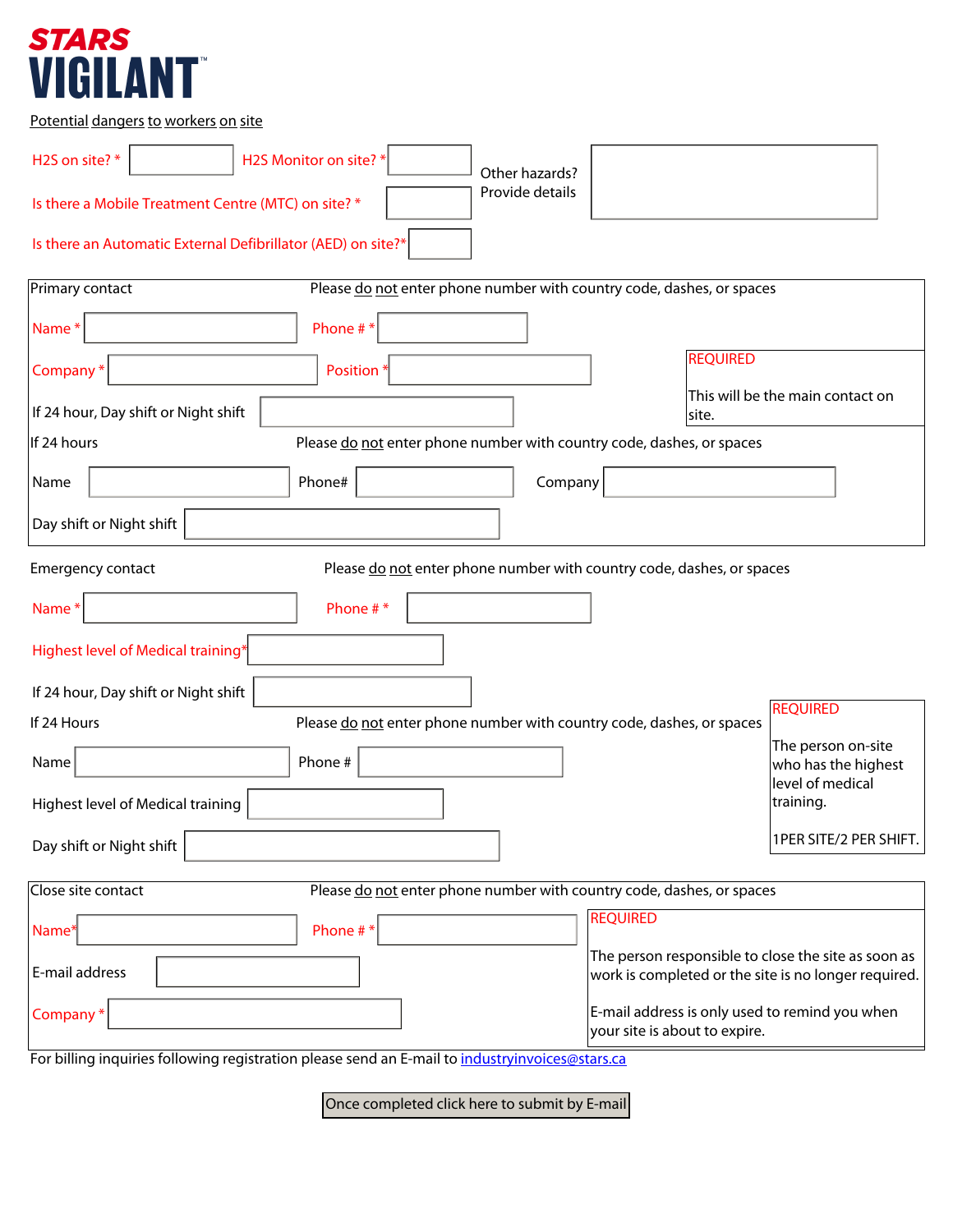**STARS VIGILANT™**

Potential dangers to workers on site

H2S on site? * ______ H2S Monitor on site? * ______

Is there a Mobile Treatment Centre (MTC) on site? * ______

Is there an Automatic External Defibrillator (AED) on site?* ______

Other hazards? Provide details ______

Primary contact — Please do not enter phone number with country code, dashes, or spaces

Name * ______ Phone # * ______

Company * ______ Position * ______

If 24 hour, Day shift or Night shift ______

REQUIRED

This will be the main contact on site.

If 24 hours — Please do not enter phone number with country code, dashes, or spaces

Name ______ Phone# ______ Company ______

Day shift or Night shift ______

Emergency contact — Please do not enter phone number with country code, dashes, or spaces

Name * ______ Phone # * ______

Highest level of Medical training* ______

If 24 hour, Day shift or Night shift ______

If 24 Hours — Please do not enter phone number with country code, dashes, or spaces

Name ______ Phone # ______

Highest level of Medical training ______

Day shift or Night shift ______

REQUIRED

The person on-site who has the highest level of medical training.

1 PER SITE/2 PER SHIFT.

Close site contact — Please do not enter phone number with country code, dashes, or spaces

Name* ______ Phone # * ______

E-mail address ______

Company * ______

REQUIRED

The person responsible to close the site as soon as work is completed or the site is no longer required.

E-mail address is only used to remind you when your site is about to expire.

For billing inquiries following registration please send an E-mail to industryinvoices@stars.ca

Once completed click here to submit by E-mail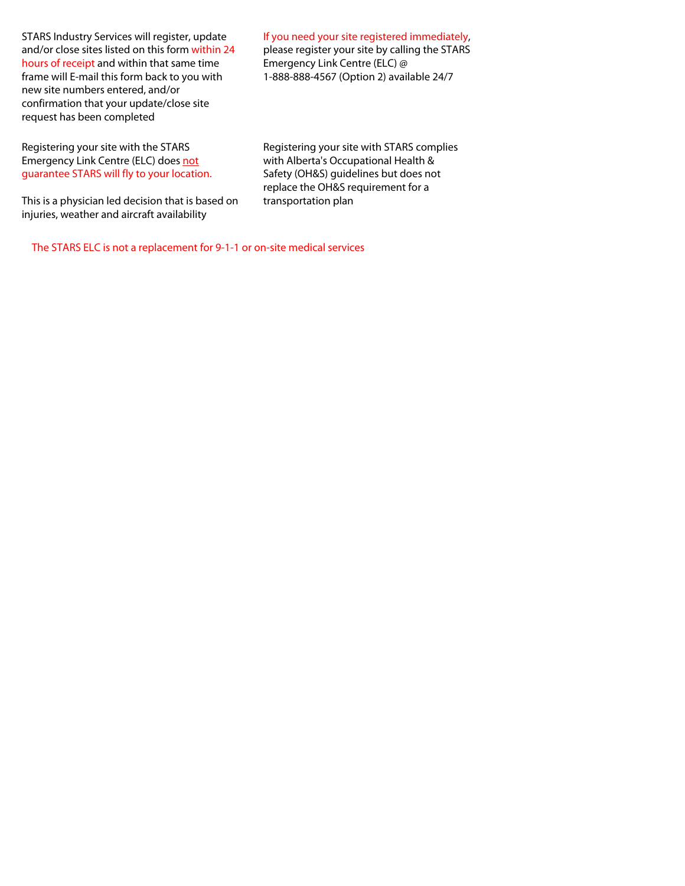STARS Industry Services will register, update and/or close sites listed on this form within 24 hours of receipt and within that same time frame will E-mail this form back to you with new site numbers entered, and/or confirmation that your update/close site request has been completed

If you need your site registered immediately, please register your site by calling the STARS Emergency Link Centre (ELC) @ 1-888-888-4567 (Option 2) available 24/7

Registering your site with the STARS Emergency Link Centre (ELC) does not guarantee STARS will fly to your location.

This is a physician led decision that is based on injuries, weather and aircraft availability

Registering your site with STARS complies with Alberta's Occupational Health & Safety (OH&S) guidelines but does not replace the OH&S requirement for a transportation plan

The STARS ELC is not a replacement for 9-1-1 or on-site medical services